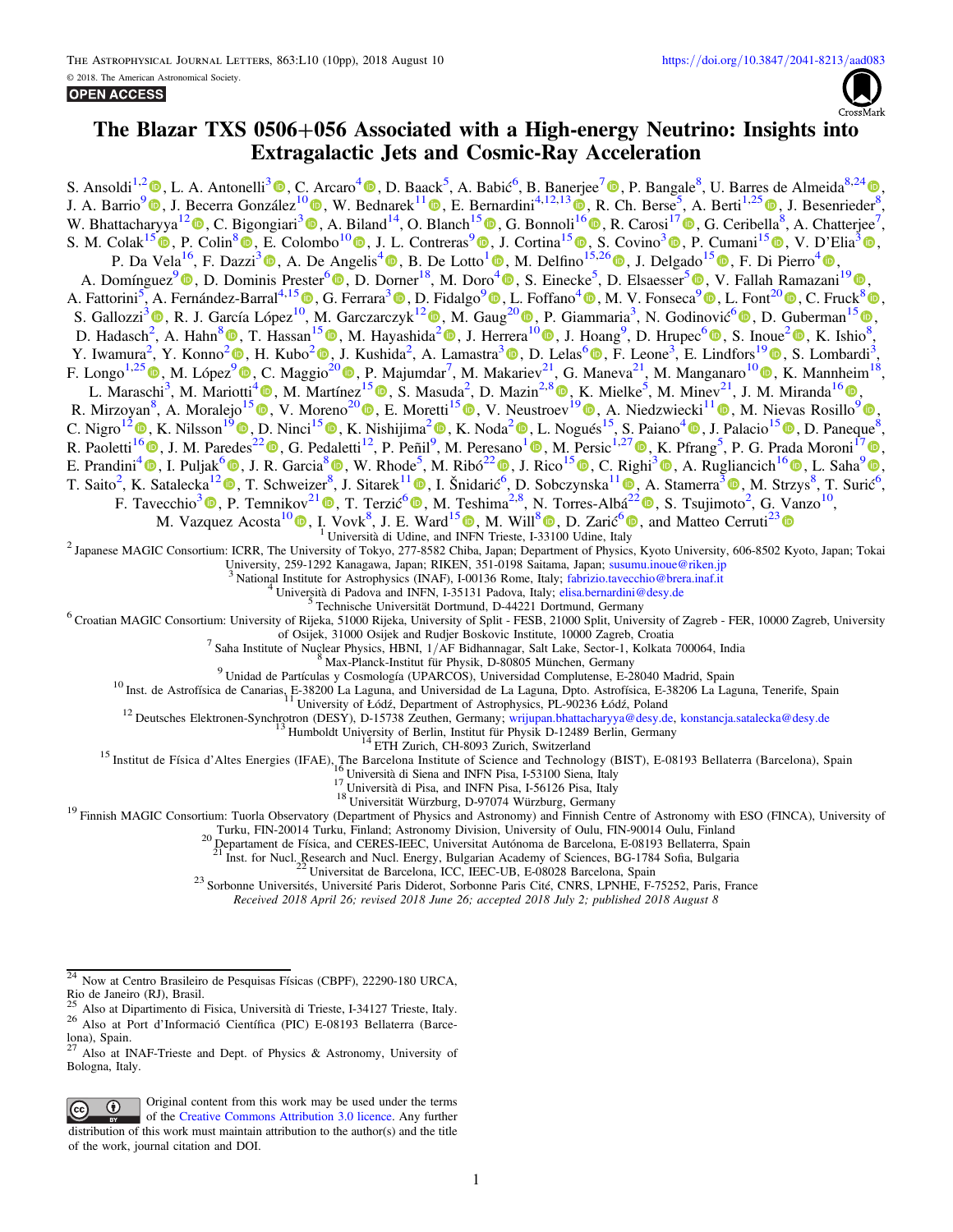# The Blazar TXS 0506+056 Associated with a High-energy Neutrino: Insights into Extragalactic Jets and Cosmic-Ray Acceleration

S. Ansoldi[1,2], L. A. Antonelli[3], C. Arcaro[4], D. Baack[5], A. Babić[6], B. Banerjee[7], P. Bangale[8], U. Barres de Almeida[8,24], J. A. Barrio[9], J. Becerra González[10], W. Bednarek[11], E. Bernardini[4,12,13], R. Ch. Berse[5], A. Berti[1,25], J. Besenrieder[8], W. Bhattacharyya[12], C. Bigongiari[3], A. Biland[14], O. Blanch[15], G. Bonnoli[16], R. Carosi[17], G. Ceribella[8], A. Chatterjee[7], S. M. Colak[15], P. Colin[8], E. Colombo[10], J. L. Contreras[9], J. Cortina[15], S. Covino[3], P. Cumani[15], V. D'Elia[3], P. Da Vela[16], F. Dazzi[3], A. De Angelis[4], B. De Lotto[1], M. Delfino[15,26], J. Delgado[15], F. Di Pierro[4], A. Domínguez[9], D. Dominis Prester[6], D. Dorner[18], M. Doro[4], S. Einecke[5], D. Elsaesser[5], V. Fallah Ramazani[19], A. Fattorini[5], A. Fernández-Barral[4,15], G. Ferrara[3], D. Fidalgo[9], L. Foffano[4], M. V. Fonseca[9], L. Font[20], C. Fruck[8], S. Gallozzi[3], R. J. García López[10], M. Garczarczyk[12], M. Gaug[20], P. Giammaria[3], N. Godinović[6], D. Guberman[15], D. Hadasch[2], A. Hahn[8], T. Hassan[15], M. Hayashida[2], J. Herrera[10], J. Hoang[9], D. Hrupec[6], S. Inoue[2], K. Ishio[8], Y. Iwamura[2], Y. Konno[2], H. Kubo[2], J. Kushida[2], A. Lamastra[3], D. Lelas[6], F. Leone[3], E. Lindfors[19], S. Lombardi[3], F. Longo[1,25], M. López[9], C. Maggio[20], P. Majumdar[7], M. Makariev[21], G. Maneva[21], M. Manganaro[10], K. Mannheim[18], L. Maraschi[3], M. Mariotti[4], M. Martínez[15], S. Masuda[2], D. Mazin[2,8], K. Mielke[5], M. Minev[21], J. M. Miranda[16], R. Mirzoyan[8], A. Moralejo[15], V. Moreno[20], E. Moretti[15], V. Neustroev[19], A. Niedzwiecki[11], M. Nievas Rosillo[9], C. Nigro[12], K. Nilsson[19], D. Ninci[15], K. Nishijima[2], K. Noda[2], L. Nogués[15], S. Paiano[4], J. Palacio[15], D. Paneque[8], R. Paoletti[16], J. M. Paredes[22], G. Pedaletti[12], P. Peñil[9], M. Peresano[1], M. Persic[1,27], K. Pfrang[5], P. G. Prada Moroni[17], E. Prandini[4], I. Puljak[6], J. R. Garcia[8], W. Rhode[5], M. Ribó[22], J. Rico[15], C. Righi[3], A. Rugliancich[16], L. Saha[9], T. Saito[2], K. Satalecka[12], T. Schweizer[8], J. Sitarek[11], I. Šnidarić[6], D. Sobczynska[11], A. Stamerra[3], M. Strzys[8], T. Surić[6], F. Tavecchio[3], P. Temnikov[21], T. Terzić[6], M. Teshima[2,8], N. Torres-Albà[22], S. Tsujimoto[2], G. Vanzo[10], M. Vazquez Acosta[10], I. Vovk[8], J. E. Ward[15], M. Will[8], D. Zarić[6], and Matteo Cerruti[23]

[1] Università di Udine, and INFN Trieste, I-33100 Udine, Italy
[2] Japanese MAGIC Consortium: ICRR, The University of Tokyo, 277-8582 Chiba, Japan; Department of Physics, Kyoto University, 606-8502 Kyoto, Japan; Tokai University, 259-1292 Kanagawa, Japan; RIKEN, 351-0198 Saitama, Japan; susumu.inoue@riken.jp
[3] National Institute for Astrophysics (INAF), I-00136 Rome, Italy; fabrizio.tavecchio@brera.inaf.it
[4] Università di Padova and INFN, I-35131 Padova, Italy; elisa.bernardini@desy.de
[5] Technische Universität Dortmund, D-44221 Dortmund, Germany
[6] Croatian MAGIC Consortium: University of Rijeka, 51000 Rijeka, University of Split - FESB, 21000 Split, University of Zagreb - FER, 10000 Zagreb, University of Osijek, 31000 Osijek and Rudjer Boskovic Institute, 10000 Zagreb, Croatia
[7] Saha Institute of Nuclear Physics, HBNI, 1/AF Bidhannagar, Salt Lake, Sector-1, Kolkata 700064, India
[8] Max-Planck-Institut für Physik, D-80805 München, Germany
[9] Unidad de Partículas y Cosmología (UPARCOS), Universidad Complutense, E-28040 Madrid, Spain
[10] Inst. de Astrofísica de Canarias, E-38200 La Laguna, and Universidad de La Laguna, Dpto. Astrofísica, E-38206 La Laguna, Tenerife, Spain
[11] University of Łódź, Department of Astrophysics, PL-90236 Łódź, Poland
[12] Deutsches Elektronen-Synchrotron (DESY), D-15738 Zeuthen, Germany; wrijupan.bhattacharyya@desy.de, konstancja.satalecka@desy.de
[13] Humboldt University of Berlin, Institut für Physik D-12489 Berlin, Germany
[14] ETH Zurich, CH-8093 Zurich, Switzerland
[15] Institut de Física d'Altes Energies (IFAE), The Barcelona Institute of Science and Technology (BIST), E-08193 Bellaterra (Barcelona), Spain
[16] Università di Siena and INFN Pisa, I-53100 Siena, Italy
[17] Università di Pisa, and INFN Pisa, I-56126 Pisa, Italy
[18] Universität Würzburg, D-97074 Würzburg, Germany
[19] Finnish MAGIC Consortium: Tuorla Observatory (Department of Physics and Astronomy) and Finnish Centre of Astronomy with ESO (FINCA), University of Turku, FIN-20014 Turku, Finland; Astronomy Division, University of Oulu, FIN-90014 Oulu, Finland
[20] Departament de Física, and CERES-IEEC, Universitat Autónoma de Barcelona, E-08193 Bellaterra, Spain
[21] Inst. for Nucl. Research and Nucl. Energy, Bulgarian Academy of Sciences, BG-1784 Sofia, Bulgaria
[22] Universitat de Barcelona, ICC, IEEC-UB, E-08028 Barcelona, Spain
[23] Sorbonne Universités, Université Paris Diderot, Sorbonne Paris Cité, CNRS, LPNHE, F-75252, Paris, France

*Received 2018 April 26; revised 2018 June 26; accepted 2018 July 2; published 2018 August 8*

[24] Now at Centro Brasileiro de Pesquisas Físicas (CBPF), 22290-180 URCA, Rio de Janeiro (RJ), Brasil.
[25] Also at Dipartimento di Fisica, Università di Trieste, I-34127 Trieste, Italy.
[26] Also at Port d'Informació Científica (PIC) E-08193 Bellaterra (Barcelona), Spain.
[27] Also at INAF-Trieste and Dept. of Physics & Astronomy, University of Bologna, Italy.

Original content from this work may be used under the terms of the Creative Commons Attribution 3.0 licence. Any further distribution of this work must maintain attribution to the author(s) and the title of the work, journal citation and DOI.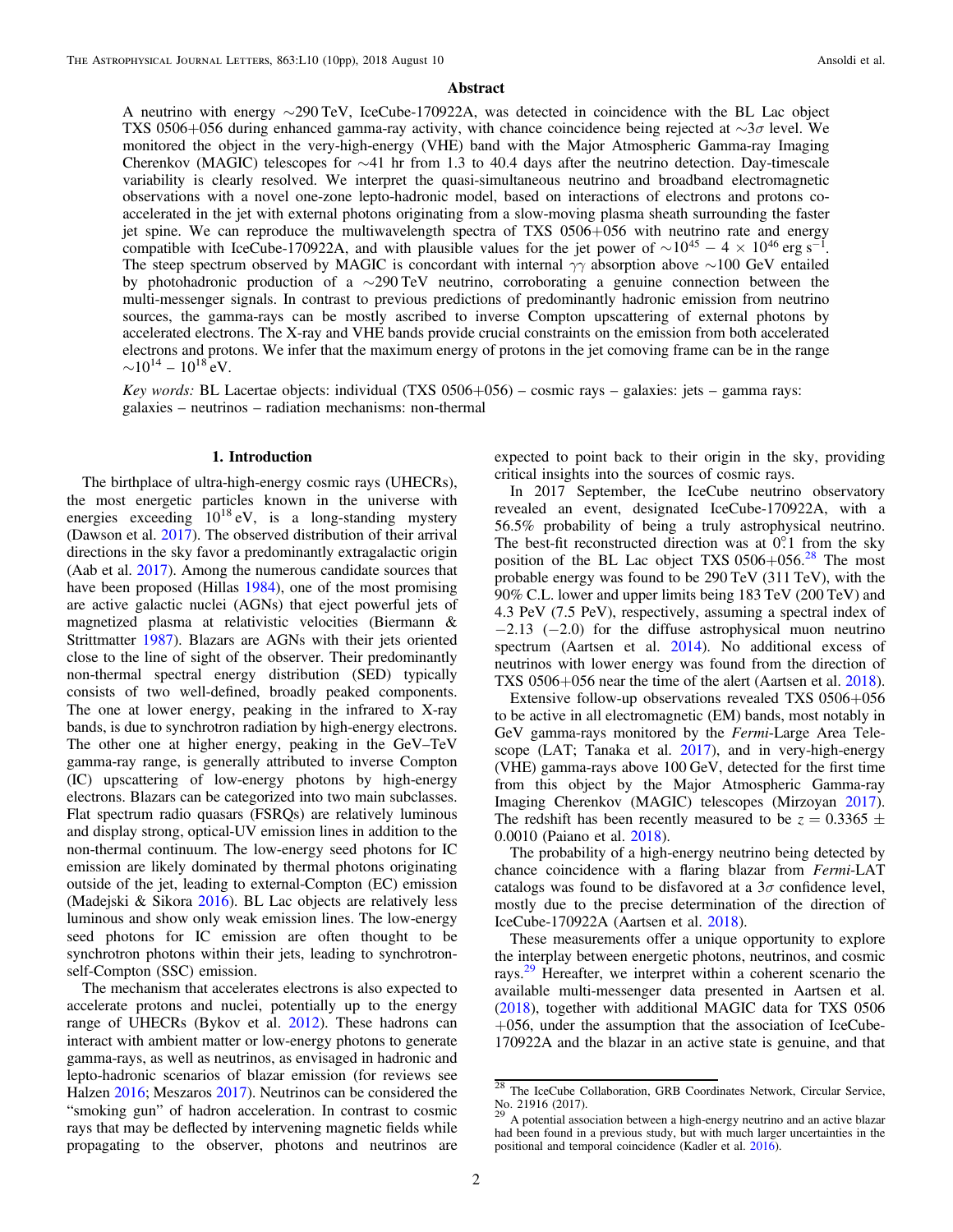## Abstract

A neutrino with energy $\sim$290 TeV, IceCube-170922A, was detected in coincidence with the BL Lac object TXS 0506+056 during enhanced gamma-ray activity, with chance coincidence being rejected at $\sim 3\sigma$ level. We monitored the object in the very-high-energy (VHE) band with the Major Atmospheric Gamma-ray Imaging Cherenkov (MAGIC) telescopes for $\sim$41 hr from 1.3 to 40.4 days after the neutrino detection. Day-timescale variability is clearly resolved. We interpret the quasi-simultaneous neutrino and broadband electromagnetic observations with a novel one-zone lepto-hadronic model, based on interactions of electrons and protons co-accelerated in the jet with external photons originating from a slow-moving plasma sheath surrounding the faster jet spine. We can reproduce the multiwavelength spectra of TXS 0506+056 with neutrino rate and energy compatible with IceCube-170922A, and with plausible values for the jet power of $\sim 10^{45} - 4 \times 10^{46}$ erg s$^{-1}$. The steep spectrum observed by MAGIC is concordant with internal $\gamma\gamma$ absorption above $\sim$100 GeV entailed by photohadronic production of a $\sim$290 TeV neutrino, corroborating a genuine connection between the multi-messenger signals. In contrast to previous predictions of predominantly hadronic emission from neutrino sources, the gamma-rays can be mostly ascribed to inverse Compton upscattering of external photons by accelerated electrons. The X-ray and VHE bands provide crucial constraints on the emission from both accelerated electrons and protons. We infer that the maximum energy of protons in the jet comoving frame can be in the range $\sim 10^{14} - 10^{18}$ eV.

*Key words:* BL Lacertae objects: individual (TXS 0506+056) – cosmic rays – galaxies: jets – gamma rays: galaxies – neutrinos – radiation mechanisms: non-thermal

## 1. Introduction

The birthplace of ultra-high-energy cosmic rays (UHECRs), the most energetic particles known in the universe with energies exceeding $10^{18}$ eV, is a long-standing mystery (Dawson et al. 2017). The observed distribution of their arrival directions in the sky favor a predominantly extragalactic origin (Aab et al. 2017). Among the numerous candidate sources that have been proposed (Hillas 1984), one of the most promising are active galactic nuclei (AGNs) that eject powerful jets of magnetized plasma at relativistic velocities (Biermann & Strittmatter 1987). Blazars are AGNs with their jets oriented close to the line of sight of the observer. Their predominantly non-thermal spectral energy distribution (SED) typically consists of two well-defined, broadly peaked components. The one at lower energy, peaking in the infrared to X-ray bands, is due to synchrotron radiation by high-energy electrons. The other one at higher energy, peaking in the GeV–TeV gamma-ray range, is generally attributed to inverse Compton (IC) upscattering of low-energy photons by high-energy electrons. Blazars can be categorized into two main subclasses. Flat spectrum radio quasars (FSRQs) are relatively luminous and display strong, optical-UV emission lines in addition to the non-thermal continuum. The low-energy seed photons for IC emission are likely dominated by thermal photons originating outside of the jet, leading to external-Compton (EC) emission (Madejski & Sikora 2016). BL Lac objects are relatively less luminous and show only weak emission lines. The low-energy seed photons for IC emission are often thought to be synchrotron photons within their jets, leading to synchrotron-self-Compton (SSC) emission.

The mechanism that accelerates electrons is also expected to accelerate protons and nuclei, potentially up to the energy range of UHECRs (Bykov et al. 2012). These hadrons can interact with ambient matter or low-energy photons to generate gamma-rays, as well as neutrinos, as envisaged in hadronic and lepto-hadronic scenarios of blazar emission (for reviews see Halzen 2016; Meszaros 2017). Neutrinos can be considered the "smoking gun" of hadron acceleration. In contrast to cosmic rays that may be deflected by intervening magnetic fields while propagating to the observer, photons and neutrinos are expected to point back to their origin in the sky, providing critical insights into the sources of cosmic rays.

In 2017 September, the IceCube neutrino observatory revealed an event, designated IceCube-170922A, with a 56.5% probability of being a truly astrophysical neutrino. The best-fit reconstructed direction was at 0°.1 from the sky position of the BL Lac object TXS 0506+056.[28] The most probable energy was found to be 290 TeV (311 TeV), with the 90% C.L. lower and upper limits being 183 TeV (200 TeV) and 4.3 PeV (7.5 PeV), respectively, assuming a spectral index of $-2.13$ ($-2.0$) for the diffuse astrophysical muon neutrino spectrum (Aartsen et al. 2014). No additional excess of neutrinos with lower energy was found from the direction of TXS 0506+056 near the time of the alert (Aartsen et al. 2018).

Extensive follow-up observations revealed TXS 0506+056 to be active in all electromagnetic (EM) bands, most notably in GeV gamma-rays monitored by the *Fermi*-Large Area Telescope (LAT; Tanaka et al. 2017), and in very-high-energy (VHE) gamma-rays above 100 GeV, detected for the first time from this object by the Major Atmospheric Gamma-ray Imaging Cherenkov (MAGIC) telescopes (Mirzoyan 2017). The redshift has been recently measured to be $z = 0.3365 \pm 0.0010$ (Paiano et al. 2018).

The probability of a high-energy neutrino being detected by chance coincidence with a flaring blazar from *Fermi*-LAT catalogs was found to be disfavored at a $3\sigma$ confidence level, mostly due to the precise determination of the direction of IceCube-170922A (Aartsen et al. 2018).

These measurements offer a unique opportunity to explore the interplay between energetic photons, neutrinos, and cosmic rays.[29] Hereafter, we interpret within a coherent scenario the available multi-messenger data presented in Aartsen et al. (2018), together with additional MAGIC data for TXS 0506+056, under the assumption that the association of IceCube-170922A and the blazar in an active state is genuine, and that

---

[28] The IceCube Collaboration, GRB Coordinates Network, Circular Service, No. 21916 (2017).

[29] A potential association between a high-energy neutrino and an active blazar had been found in a previous study, but with much larger uncertainties in the positional and temporal coincidence (Kadler et al. 2016).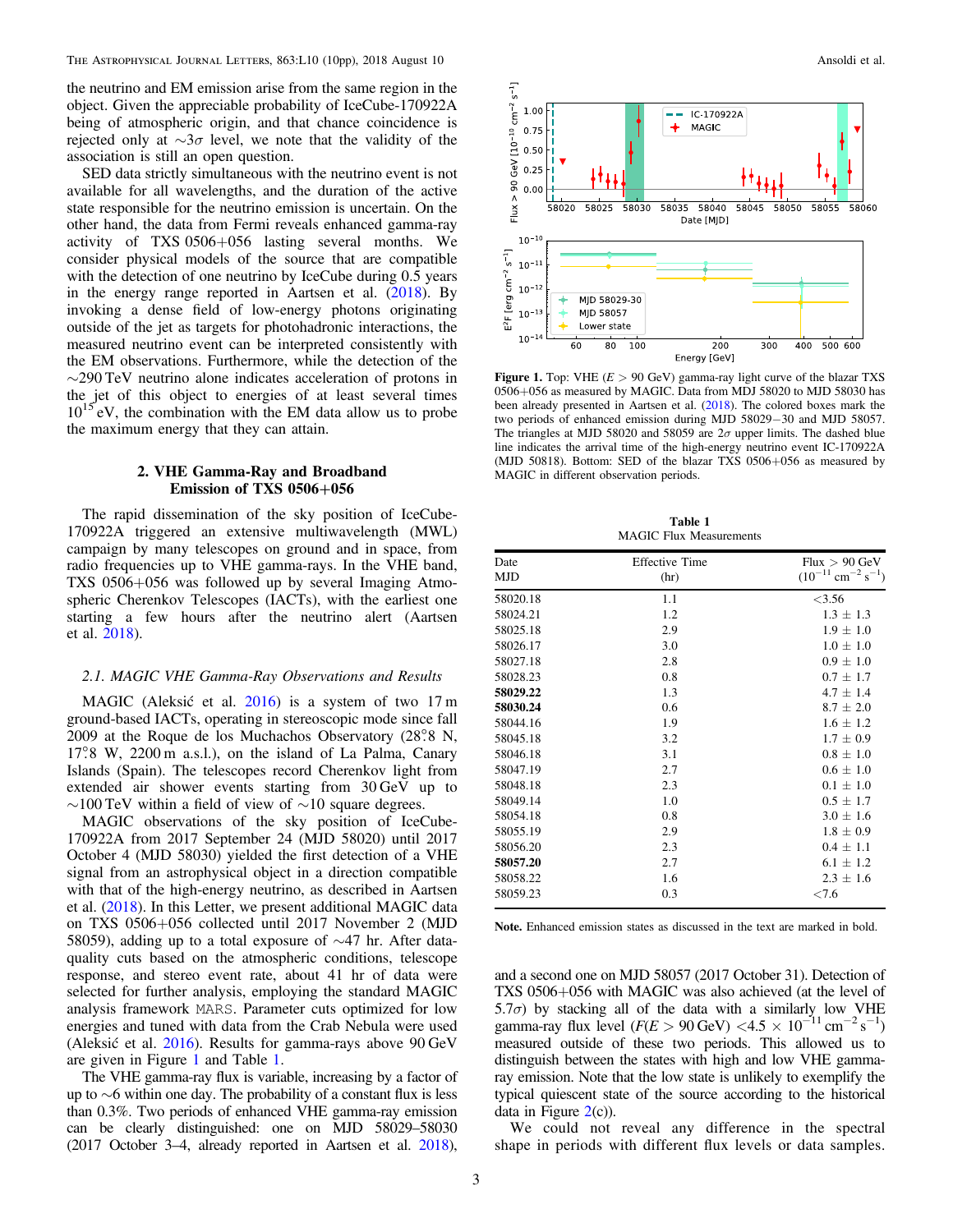the neutrino and EM emission arise from the same region in the object. Given the appreciable probability of IceCube-170922A being of atmospheric origin, and that chance coincidence is rejected only at $\sim 3\sigma$ level, we note that the validity of the association is still an open question.

SED data strictly simultaneous with the neutrino event is not available for all wavelengths, and the duration of the active state responsible for the neutrino emission is uncertain. On the other hand, the data from Fermi reveals enhanced gamma-ray activity of TXS 0506+056 lasting several months. We consider physical models of the source that are compatible with the detection of one neutrino by IceCube during 0.5 years in the energy range reported in Aartsen et al. (2018). By invoking a dense field of low-energy photons originating outside of the jet as targets for photohadronic interactions, the measured neutrino event can be interpreted consistently with the EM observations. Furthermore, while the detection of the $\sim$290 TeV neutrino alone indicates acceleration of protons in the jet of this object to energies of at least several times $10^{15}$ eV, the combination with the EM data allow us to probe the maximum energy that they can attain.

## 2. VHE Gamma-Ray and Broadband Emission of TXS 0506+056

The rapid dissemination of the sky position of IceCube-170922A triggered an extensive multiwavelength (MWL) campaign by many telescopes on ground and in space, from radio frequencies up to VHE gamma-rays. In the VHE band, TXS 0506+056 was followed up by several Imaging Atmospheric Cherenkov Telescopes (IACTs), with the earliest one starting a few hours after the neutrino alert (Aartsen et al. 2018).

### *2.1. MAGIC VHE Gamma-Ray Observations and Results*

MAGIC (Aleksić et al. 2016) is a system of two 17 m ground-based IACTs, operating in stereoscopic mode since fall 2009 at the Roque de los Muchachos Observatory (28°.8 N, 17°.8 W, 2200 m a.s.l.), on the island of La Palma, Canary Islands (Spain). The telescopes record Cherenkov light from extended air shower events starting from 30 GeV up to $\sim$100 TeV within a field of view of $\sim$10 square degrees.

MAGIC observations of the sky position of IceCube-170922A from 2017 September 24 (MJD 58020) until 2017 October 4 (MJD 58030) yielded the first detection of a VHE signal from an astrophysical object in a direction compatible with that of the high-energy neutrino, as described in Aartsen et al. (2018). In this Letter, we present additional MAGIC data on TXS 0506+056 collected until 2017 November 2 (MJD 58059), adding up to a total exposure of $\sim$47 hr. After data-quality cuts based on the atmospheric conditions, telescope response, and stereo event rate, about 41 hr of data were selected for further analysis, employing the standard MAGIC analysis framework MARS. Parameter cuts optimized for low energies and tuned with data from the Crab Nebula were used (Aleksić et al. 2016). Results for gamma-rays above 90 GeV are given in Figure 1 and Table 1.

The VHE gamma-ray flux is variable, increasing by a factor of up to $\sim$6 within one day. The probability of a constant flux is less than 0.3%. Two periods of enhanced VHE gamma-ray emission can be clearly distinguished: one on MJD 58029–58030 (2017 October 3–4, already reported in Aartsen et al. 2018), and a second one on MJD 58057 (2017 October 31). Detection of TXS 0506+056 with MAGIC was also achieved (at the level of $5.7\sigma$) by stacking all of the data with a similarly low VHE gamma-ray flux level ($F(E > 90\,\mathrm{GeV}) < 4.5 \times 10^{-11}\,\mathrm{cm^{-2}\,s^{-1}}$) measured outside of these two periods. This allowed us to distinguish between the states with high and low VHE gamma-ray emission. Note that the low state is unlikely to exemplify the typical quiescent state of the source according to the historical data in Figure 2(c)).

We could not reveal any difference in the spectral shape in periods with different flux levels or data samples.

**Figure 1.** Top: VHE ($E > 90$ GeV) gamma-ray light curve of the blazar TXS 0506+056 as measured by MAGIC. Data from MDJ 58020 to MJD 58030 has been already presented in Aartsen et al. (2018). The colored boxes mark the two periods of enhanced emission during MJD 58029−30 and MJD 58057. The triangles at MJD 58020 and 58059 are $2\sigma$ upper limits. The dashed blue line indicates the arrival time of the high-energy neutrino event IC-170922A (MJD 50818). Bottom: SED of the blazar TXS 0506+056 as measured by MAGIC in different observation periods.

**Table 1**
MAGIC Flux Measurements

| Date MJD | Effective Time (hr) | Flux > 90 GeV ($10^{-11}$ cm$^{-2}$ s$^{-1}$) |
|---|---|---|
| 58020.18 | 1.1 | <3.56 |
| 58024.21 | 1.2 | 1.3 ± 1.3 |
| 58025.18 | 2.9 | 1.9 ± 1.0 |
| 58026.17 | 3.0 | 1.0 ± 1.0 |
| 58027.18 | 2.8 | 0.9 ± 1.0 |
| 58028.23 | 0.8 | 0.7 ± 1.7 |
| **58029.22** | 1.3 | 4.7 ± 1.4 |
| **58030.24** | 0.6 | 8.7 ± 2.0 |
| 58044.16 | 1.9 | 1.6 ± 1.2 |
| 58045.18 | 3.2 | 1.7 ± 0.9 |
| 58046.18 | 3.1 | 0.8 ± 1.0 |
| 58047.19 | 2.7 | 0.6 ± 1.0 |
| 58048.18 | 2.3 | 0.1 ± 1.0 |
| 58049.14 | 1.0 | 0.5 ± 1.7 |
| 58054.18 | 0.8 | 3.0 ± 1.6 |
| 58055.19 | 2.9 | 1.8 ± 0.9 |
| 58056.20 | 2.3 | 0.4 ± 1.1 |
| **58057.20** | 2.7 | 6.1 ± 1.2 |
| 58058.22 | 1.6 | 2.3 ± 1.6 |
| 58059.23 | 0.3 | <7.6 |

**Note.** Enhanced emission states as discussed in the text are marked in bold.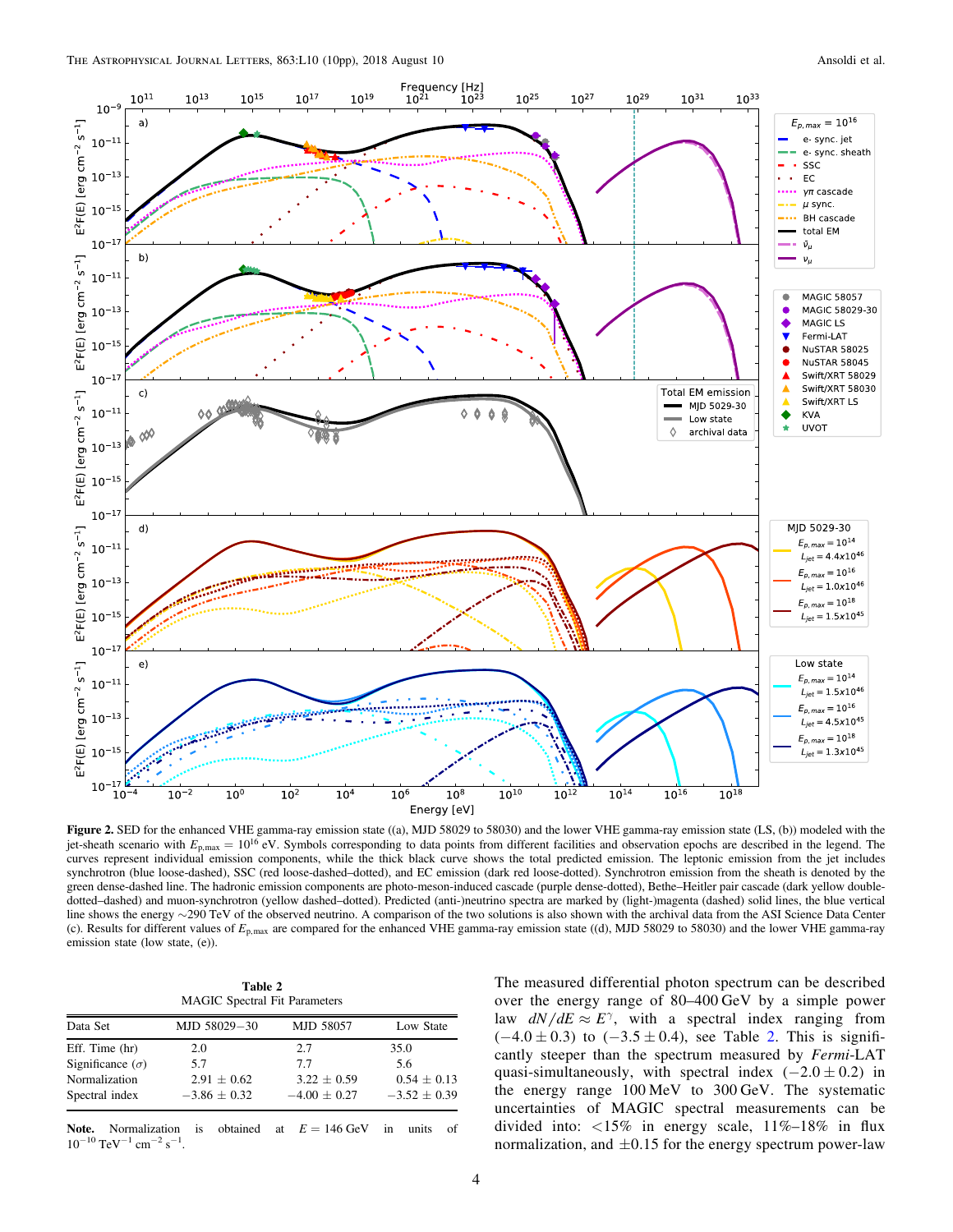**Figure 2.** SED for the enhanced VHE gamma-ray emission state ((a), MJD 58029 to 58030) and the lower VHE gamma-ray emission state (LS, (b)) modeled with the jet-sheath scenario with $E_{p,max} = 10^{16}$ eV. Symbols corresponding to data points from different facilities and observation epochs are described in the legend. The curves represent individual emission components, while the thick black curve shows the total predicted emission. The leptonic emission from the jet includes synchrotron (blue loose-dashed), SSC (red loose-dashed–dotted), and EC emission (dark red loose-dotted). Synchrotron emission from the sheath is denoted by the green dense-dashed line. The hadronic emission components are photo-meson-induced cascade (purple dense-dotted), Bethe–Heitler pair cascade (dark yellow double-dotted–dashed) and muon-synchrotron (yellow dashed–dotted). Predicted (anti-)neutrino spectra are marked by (light-)magenta (dashed) solid lines, the blue vertical line shows the energy ~290 TeV of the observed neutrino. A comparison of the two solutions is also shown with the archival data from the ASI Science Data Center (c). Results for different values of $E_{p,max}$ are compared for the enhanced VHE gamma-ray emission state ((d), MJD 58029 to 58030) and the lower VHE gamma-ray emission state (low state, (e)).

**Table 2**
MAGIC Spectral Fit Parameters

| Data Set | MJD 58029–30 | MJD 58057 | Low State |
|---|---|---|---|
| Eff. Time (hr) | 2.0 | 2.7 | 35.0 |
| Significance ($\sigma$) | 5.7 | 7.7 | 5.6 |
| Normalization | 2.91 ± 0.62 | 3.22 ± 0.59 | 0.54 ± 0.13 |
| Spectral index | −3.86 ± 0.32 | −4.00 ± 0.27 | −3.52 ± 0.39 |

**Note.** Normalization is obtained at $E = 146$ GeV in units of $10^{-10}$ TeV$^{-1}$ cm$^{-2}$ s$^{-1}$.

The measured differential photon spectrum can be described over the energy range of 80–400 GeV by a simple power law $dN/dE \approx E^{\gamma}$, with a spectral index ranging from $(-4.0 \pm 0.3)$ to $(-3.5 \pm 0.4)$, see Table 2. This is significantly steeper than the spectrum measured by *Fermi*-LAT quasi-simultaneously, with spectral index $(-2.0 \pm 0.2)$ in the energy range 100 MeV to 300 GeV. The systematic uncertainties of MAGIC spectral measurements can be divided into: <15% in energy scale, 11%–18% in flux normalization, and ±0.15 for the energy spectrum power-law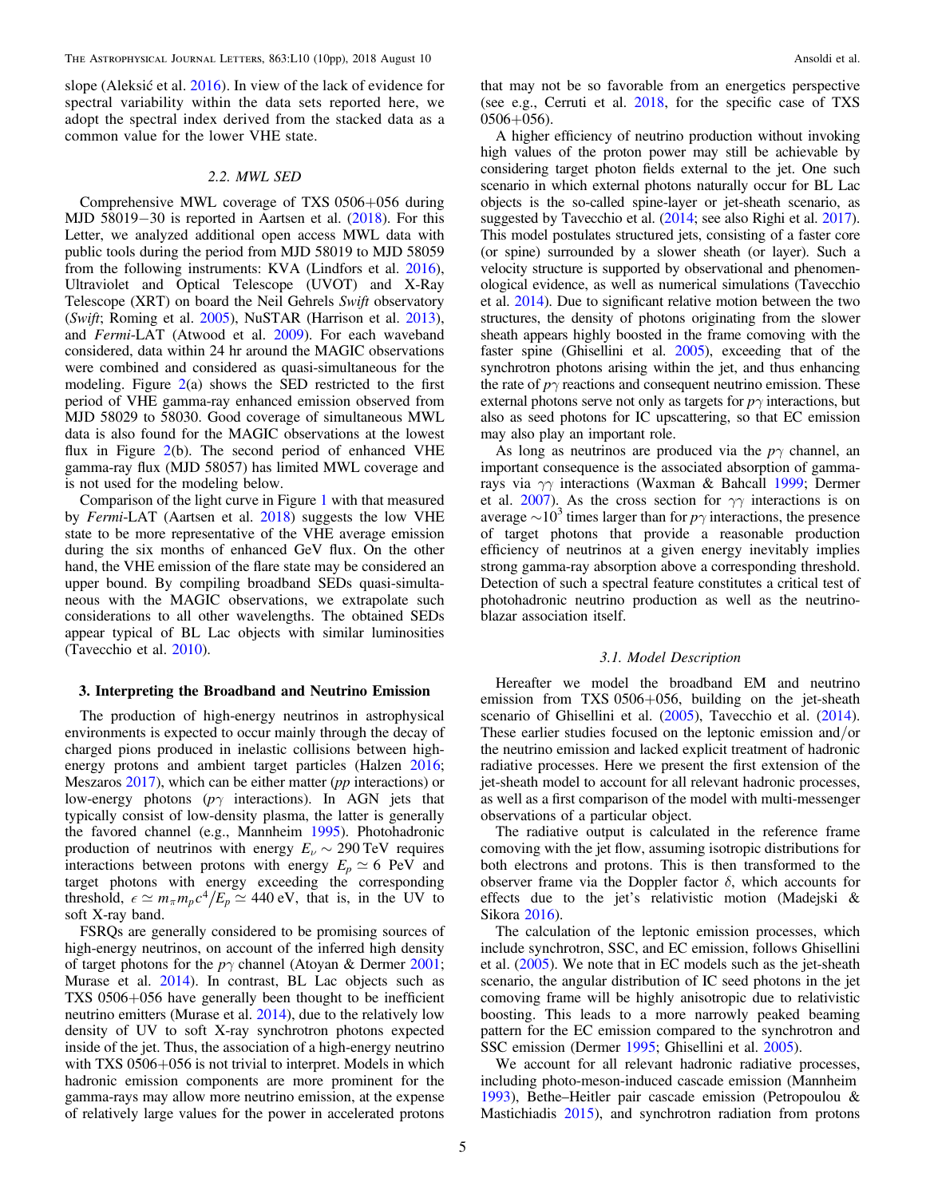slope (Aleksić et al. 2016). In view of the lack of evidence for spectral variability within the data sets reported here, we adopt the spectral index derived from the stacked data as a common value for the lower VHE state.

### 2.2. MWL SED

Comprehensive MWL coverage of TXS 0506+056 during MJD 58019−30 is reported in Aartsen et al. (2018). For this Letter, we analyzed additional open access MWL data with public tools during the period from MJD 58019 to MJD 58059 from the following instruments: KVA (Lindfors et al. 2016), Ultraviolet and Optical Telescope (UVOT) and X-Ray Telescope (XRT) on board the Neil Gehrels *Swift* observatory (*Swift*; Roming et al. 2005), NuSTAR (Harrison et al. 2013), and *Fermi*-LAT (Atwood et al. 2009). For each waveband considered, data within 24 hr around the MAGIC observations were combined and considered as quasi-simultaneous for the modeling. Figure 2(a) shows the SED restricted to the first period of VHE gamma-ray enhanced emission observed from MJD 58029 to 58030. Good coverage of simultaneous MWL data is also found for the MAGIC observations at the lowest flux in Figure 2(b). The second period of enhanced VHE gamma-ray flux (MJD 58057) has limited MWL coverage and is not used for the modeling below.

Comparison of the light curve in Figure 1 with that measured by *Fermi*-LAT (Aartsen et al. 2018) suggests the low VHE state to be more representative of the VHE average emission during the six months of enhanced GeV flux. On the other hand, the VHE emission of the flare state may be considered an upper bound. By compiling broadband SEDs quasi-simultaneous with the MAGIC observations, we extrapolate such considerations to all other wavelengths. The obtained SEDs appear typical of BL Lac objects with similar luminosities (Tavecchio et al. 2010).

## 3. Interpreting the Broadband and Neutrino Emission

The production of high-energy neutrinos in astrophysical environments is expected to occur mainly through the decay of charged pions produced in inelastic collisions between high-energy protons and ambient target particles (Halzen 2016; Meszaros 2017), which can be either matter (*pp* interactions) or low-energy photons ($p\gamma$ interactions). In AGN jets that typically consist of low-density plasma, the latter is generally the favored channel (e.g., Mannheim 1995). Photohadronic production of neutrinos with energy $E_\nu \sim 290$ TeV requires interactions between protons with energy $E_p \simeq 6$ PeV and target photons with energy exceeding the corresponding threshold, $\epsilon \simeq m_\pi m_p c^4 / E_p \simeq 440$ eV, that is, in the UV to soft X-ray band.

FSRQs are generally considered to be promising sources of high-energy neutrinos, on account of the inferred high density of target photons for the $p\gamma$ channel (Atoyan & Dermer 2001; Murase et al. 2014). In contrast, BL Lac objects such as TXS 0506+056 have generally been thought to be inefficient neutrino emitters (Murase et al. 2014), due to the relatively low density of UV to soft X-ray synchrotron photons expected inside of the jet. Thus, the association of a high-energy neutrino with TXS 0506+056 is not trivial to interpret. Models in which hadronic emission components are more prominent for the gamma-rays may allow more neutrino emission, at the expense of relatively large values for the power in accelerated protons that may not be so favorable from an energetics perspective (see e.g., Cerruti et al. 2018, for the specific case of TXS 0506+056).

A higher efficiency of neutrino production without invoking high values of the proton power may still be achievable by considering target photon fields external to the jet. One such scenario in which external photons naturally occur for BL Lac objects is the so-called spine-layer or jet-sheath scenario, as suggested by Tavecchio et al. (2014; see also Righi et al. 2017). This model postulates structured jets, consisting of a faster core (or spine) surrounded by a slower sheath (or layer). Such a velocity structure is supported by observational and phenomenological evidence, as well as numerical simulations (Tavecchio et al. 2014). Due to significant relative motion between the two structures, the density of photons originating from the slower sheath appears highly boosted in the frame comoving with the faster spine (Ghisellini et al. 2005), exceeding that of the synchrotron photons arising within the jet, and thus enhancing the rate of $p\gamma$ reactions and consequent neutrino emission. These external photons serve not only as targets for $p\gamma$ interactions, but also as seed photons for IC upscattering, so that EC emission may also play an important role.

As long as neutrinos are produced via the $p\gamma$ channel, an important consequence is the associated absorption of gamma-rays via $\gamma\gamma$ interactions (Waxman & Bahcall 1999; Dermer et al. 2007). As the cross section for $\gamma\gamma$ interactions is on average $\sim 10^3$ times larger than for $p\gamma$ interactions, the presence of target photons that provide a reasonable production efficiency of neutrinos at a given energy inevitably implies strong gamma-ray absorption above a corresponding threshold. Detection of such a spectral feature constitutes a critical test of photohadronic neutrino production as well as the neutrino-blazar association itself.

### 3.1. Model Description

Hereafter we model the broadband EM and neutrino emission from TXS 0506+056, building on the jet-sheath scenario of Ghisellini et al. (2005), Tavecchio et al. (2014). These earlier studies focused on the leptonic emission and/or the neutrino emission and lacked explicit treatment of hadronic radiative processes. Here we present the first extension of the jet-sheath model to account for all relevant hadronic processes, as well as a first comparison of the model with multi-messenger observations of a particular object.

The radiative output is calculated in the reference frame comoving with the jet flow, assuming isotropic distributions for both electrons and protons. This is then transformed to the observer frame via the Doppler factor $\delta$, which accounts for effects due to the jet's relativistic motion (Madejski & Sikora 2016).

The calculation of the leptonic emission processes, which include synchrotron, SSC, and EC emission, follows Ghisellini et al. (2005). We note that in EC models such as the jet-sheath scenario, the angular distribution of IC seed photons in the jet comoving frame will be highly anisotropic due to relativistic boosting. This leads to a more narrowly peaked beaming pattern for the EC emission compared to the synchrotron and SSC emission (Dermer 1995; Ghisellini et al. 2005).

We account for all relevant hadronic radiative processes, including photo-meson-induced cascade emission (Mannheim 1993), Bethe–Heitler pair cascade emission (Petropoulou & Mastichiadis 2015), and synchrotron radiation from protons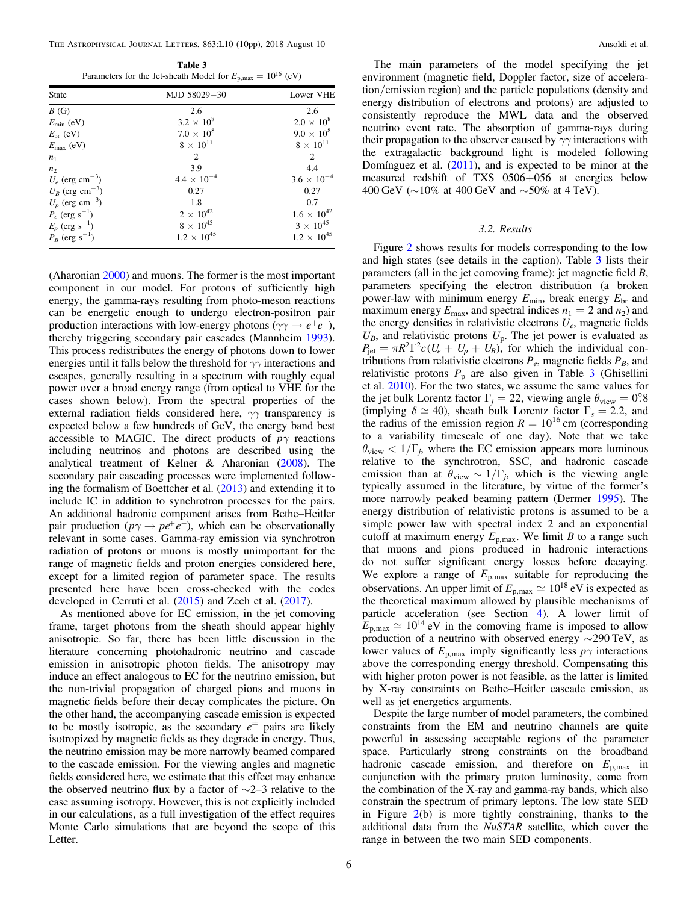**Table 3**
Parameters for the Jet-sheath Model for $E_{\rm p,max} = 10^{16}$ (eV)

| State | MJD 58029−30 | Lower VHE |
|---|---|---|
| $B$ (G) | 2.6 | 2.6 |
| $E_{\rm min}$ (eV) | $3.2 \times 10^8$ | $2.0 \times 10^8$ |
| $E_{\rm br}$ (eV) | $7.0 \times 10^8$ | $9.0 \times 10^8$ |
| $E_{\rm max}$ (eV) | $8 \times 10^{11}$ | $8 \times 10^{11}$ |
| $n_1$ | 2 | 2 |
| $n_2$ | 3.9 | 4.4 |
| $U_e$ (erg cm$^{-3}$) | $4.4 \times 10^{-4}$ | $3.6 \times 10^{-4}$ |
| $U_B$ (erg cm$^{-3}$) | 0.27 | 0.27 |
| $U_p$ (erg cm$^{-3}$) | 1.8 | 0.7 |
| $P_e$ (erg s$^{-1}$) | $2 \times 10^{42}$ | $1.6 \times 10^{42}$ |
| $E_p$ (erg s$^{-1}$) | $8 \times 10^{45}$ | $3 \times 10^{45}$ |
| $P_B$ (erg s$^{-1}$) | $1.2 \times 10^{45}$ | $1.2 \times 10^{45}$ |

(Aharonian 2000) and muons. The former is the most important component in our model. For protons of sufficiently high energy, the gamma-rays resulting from photo-meson reactions can be energetic enough to undergo electron-positron pair production interactions with low-energy photons ($\gamma\gamma \rightarrow e^+e^-$), thereby triggering secondary pair cascades (Mannheim 1993). This process redistributes the energy of photons down to lower energies until it falls below the threshold for $\gamma\gamma$ interactions and escapes, generally resulting in a spectrum with roughly equal power over a broad energy range (from optical to VHE for the cases shown below). From the spectral properties of the external radiation fields considered here, $\gamma\gamma$ transparency is expected below a few hundreds of GeV, the energy band best accessible to MAGIC. The direct products of $p\gamma$ reactions including neutrinos and photons are described using the analytical treatment of Kelner & Aharonian (2008). The secondary pair cascading processes were implemented following the formalism of Boettcher et al. (2013) and extending it to include IC in addition to synchrotron processes for the pairs. An additional hadronic component arises from Bethe–Heitler pair production ($p\gamma \rightarrow pe^+e^-$), which can be observationally relevant in some cases. Gamma-ray emission via synchrotron radiation of protons or muons is mostly unimportant for the range of magnetic fields and proton energies considered here, except for a limited region of parameter space. The results presented here have been cross-checked with the codes developed in Cerruti et al. (2015) and Zech et al. (2017).

As mentioned above for EC emission, in the jet comoving frame, target photons from the sheath should appear highly anisotropic. So far, there has been little discussion in the literature concerning photohadronic neutrino and cascade emission in anisotropic photon fields. The anisotropy may induce an effect analogous to EC for the neutrino emission, but the non-trivial propagation of charged pions and muons in magnetic fields before their decay complicates the picture. On the other hand, the accompanying cascade emission is expected to be mostly isotropic, as the secondary $e^{\pm}$ pairs are likely isotropized by magnetic fields as they degrade in energy. Thus, the neutrino emission may be more narrowly beamed compared to the cascade emission. For the viewing angles and magnetic fields considered here, we estimate that this effect may enhance the observed neutrino flux by a factor of ∼2–3 relative to the case assuming isotropy. However, this is not explicitly included in our calculations, as a full investigation of the effect requires Monte Carlo simulations that are beyond the scope of this Letter.

The main parameters of the model specifying the jet environment (magnetic field, Doppler factor, size of acceleration/emission region) and the particle populations (density and energy distribution of electrons and protons) are adjusted to consistently reproduce the MWL data and the observed neutrino event rate. The absorption of gamma-rays during their propagation to the observer caused by $\gamma\gamma$ interactions with the extragalactic background light is modeled following Domínguez et al. (2011), and is expected to be minor at the measured redshift of TXS 0506+056 at energies below 400 GeV (∼10% at 400 GeV and ∼50% at 4 TeV).

### 3.2. Results

Figure 2 shows results for models corresponding to the low and high states (see details in the caption). Table 3 lists their parameters (all in the jet comoving frame): jet magnetic field $B$, parameters specifying the electron distribution (a broken power-law with minimum energy $E_{\rm min}$, break energy $E_{\rm br}$ and maximum energy $E_{\rm max}$, and spectral indices $n_1 = 2$ and $n_2$) and the energy densities in relativistic electrons $U_e$, magnetic fields $U_B$, and relativistic protons $U_{\rm p}$. The jet power is evaluated as $P_{\rm jet} = \pi R^2 \Gamma^2 c (U_e + U_p + U_B)$, for which the individual contributions from relativistic electrons $P_e$, magnetic fields $P_B$, and relativistic protons $P_{\rm p}$ are also given in Table 3 (Ghisellini et al. 2010). For the two states, we assume the same values for the jet bulk Lorentz factor $\Gamma_j = 22$, viewing angle $\theta_{\rm view} = 0\overset{\circ}{.}8$ (implying $\delta \simeq 40$), sheath bulk Lorentz factor $\Gamma_s = 2.2$, and the radius of the emission region $R = 10^{16}$ cm (corresponding to a variability timescale of one day). Note that we take $\theta_{\rm view} < 1/\Gamma_j$, where the EC emission appears more luminous relative to the synchrotron, SSC, and hadronic cascade emission than at $\theta_{\rm view} \sim 1/\Gamma_j$, which is the viewing angle typically assumed in the literature, by virtue of the former's more narrowly peaked beaming pattern (Dermer 1995). The energy distribution of relativistic protons is assumed to be a simple power law with spectral index 2 and an exponential cutoff at maximum energy $E_{\rm p,max}$. We limit $B$ to a range such that muons and pions produced in hadronic interactions do not suffer significant energy losses before decaying. We explore a range of $E_{\rm p,max}$ suitable for reproducing the observations. An upper limit of $E_{\rm p,max} \simeq 10^{18}$ eV is expected as the theoretical maximum allowed by plausible mechanisms of particle acceleration (see Section 4). A lower limit of $E_{\rm p,max} \simeq 10^{14}$ eV in the comoving frame is imposed to allow production of a neutrino with observed energy ∼290 TeV, as lower values of $E_{\rm p,max}$ imply significantly less $p\gamma$ interactions above the corresponding energy threshold. Compensating this with higher proton power is not feasible, as the latter is limited by X-ray constraints on Bethe–Heitler cascade emission, as well as jet energetics arguments.

Despite the large number of model parameters, the combined constraints from the EM and neutrino channels are quite powerful in assessing acceptable regions of the parameter space. Particularly strong constraints on the broadband hadronic cascade emission, and therefore on $E_{\rm p,max}$ in conjunction with the primary proton luminosity, come from the combination of the X-ray and gamma-ray bands, which also constrain the spectrum of primary leptons. The low state SED in Figure 2(b) is more tightly constraining, thanks to the additional data from the *NuSTAR* satellite, which cover the range in between the two main SED components.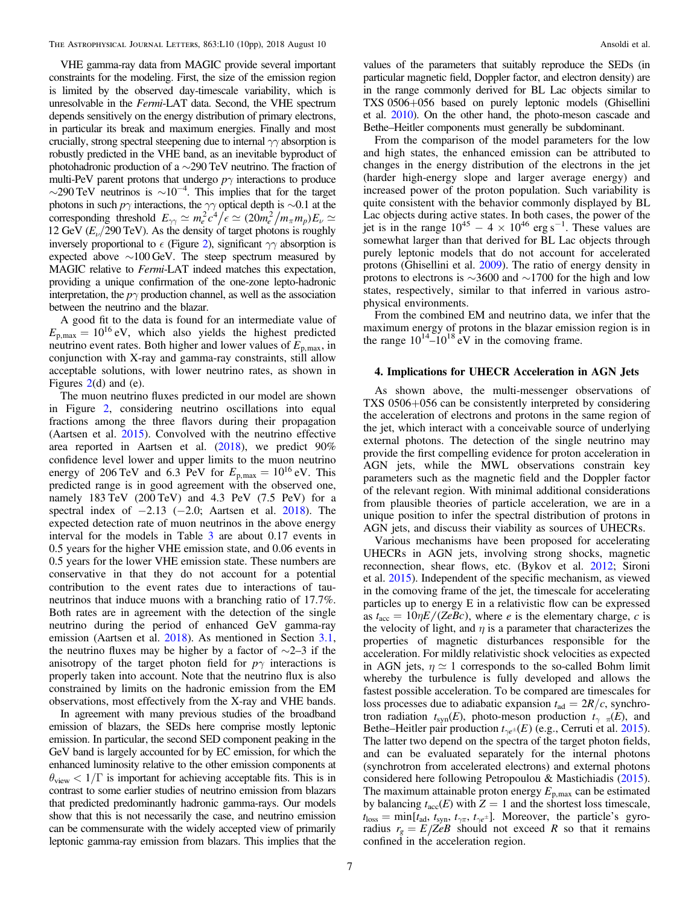VHE gamma-ray data from MAGIC provide several important constraints for the modeling. First, the size of the emission region is limited by the observed day-timescale variability, which is unresolvable in the *Fermi*-LAT data. Second, the VHE spectrum depends sensitively on the energy distribution of primary electrons, in particular its break and maximum energies. Finally and most crucially, strong spectral steepening due to internal $\gamma\gamma$ absorption is robustly predicted in the VHE band, as an inevitable byproduct of photohadronic production of a $\sim$290 TeV neutrino. The fraction of multi-PeV parent protons that undergo $p\gamma$ interactions to produce $\sim$290 TeV neutrinos is $\sim 10^{-4}$. This implies that for the target photons in such $p\gamma$ interactions, the $\gamma\gamma$ optical depth is $\sim$0.1 at the corresponding threshold $E_{\gamma\gamma} \simeq m_e^2 c^4/\epsilon \simeq (20 m_e^2/m_\pi m_p) E_\nu \simeq 12\ \mathrm{GeV}\ (E_\nu/290\ \mathrm{TeV})$. As the density of target photons is roughly inversely proportional to $\epsilon$ (Figure 2), significant $\gamma\gamma$ absorption is expected above $\sim$100 GeV. The steep spectrum measured by MAGIC relative to *Fermi*-LAT indeed matches this expectation, providing a unique confirmation of the one-zone lepto-hadronic interpretation, the $p\gamma$ production channel, as well as the association between the neutrino and the blazar.

A good fit to the data is found for an intermediate value of $E_{\mathrm{p,max}} = 10^{16}$ eV, which also yields the highest predicted neutrino event rates. Both higher and lower values of $E_{\mathrm{p,max}}$, in conjunction with X-ray and gamma-ray constraints, still allow acceptable solutions, with lower neutrino rates, as shown in Figures 2(d) and (e).

The muon neutrino fluxes predicted in our model are shown in Figure 2, considering neutrino oscillations into equal fractions among the three flavors during their propagation (Aartsen et al. 2015). Convolved with the neutrino effective area reported in Aartsen et al. (2018), we predict 90% confidence level lower and upper limits to the muon neutrino energy of 206 TeV and 6.3 PeV for $E_{\mathrm{p,max}} = 10^{16}$ eV. This predicted range is in good agreement with the observed one, namely 183 TeV (200 TeV) and 4.3 PeV (7.5 PeV) for a spectral index of $-2.13$ ($-2.0$; Aartsen et al. 2018). The expected detection rate of muon neutrinos in the above energy interval for the models in Table 3 are about 0.17 events in 0.5 years for the higher VHE emission state, and 0.06 events in 0.5 years for the lower VHE emission state. These numbers are conservative in that they do not account for a potential contribution to the event rates due to interactions of tau-neutrinos that induce muons with a branching ratio of 17.7%. Both rates are in agreement with the detection of the single neutrino during the period of enhanced GeV gamma-ray emission (Aartsen et al. 2018). As mentioned in Section 3.1, the neutrino fluxes may be higher by a factor of $\sim$2–3 if the anisotropy of the target photon field for $p\gamma$ interactions is properly taken into account. Note that the neutrino flux is also constrained by limits on the hadronic emission from the EM observations, most effectively from the X-ray and VHE bands.

In agreement with many previous studies of the broadband emission of blazars, the SEDs here comprise mostly leptonic emission. In particular, the second SED component peaking in the GeV band is largely accounted for by EC emission, for which the enhanced luminosity relative to the other emission components at $\theta_{\mathrm{view}} < 1/\Gamma$ is important for achieving acceptable fits. This is in contrast to some earlier studies of neutrino emission from blazars that predicted predominantly hadronic gamma-rays. Our models show that this is not necessarily the case, and neutrino emission can be commensurate with the widely accepted view of primarily leptonic gamma-ray emission from blazars. This implies that the values of the parameters that suitably reproduce the SEDs (in particular magnetic field, Doppler factor, and electron density) are in the range commonly derived for BL Lac objects similar to TXS 0506+056 based on purely leptonic models (Ghisellini et al. 2010). On the other hand, the photo-meson cascade and Bethe–Heitler components must generally be subdominant.

From the comparison of the model parameters for the low and high states, the enhanced emission can be attributed to changes in the energy distribution of the electrons in the jet (harder high-energy slope and larger average energy) and increased power of the proton population. Such variability is quite consistent with the behavior commonly displayed by BL Lac objects during active states. In both cases, the power of the jet is in the range $10^{45} - 4 \times 10^{46}$ erg s$^{-1}$. These values are somewhat larger than that derived for BL Lac objects through purely leptonic models that do not account for accelerated protons (Ghisellini et al. 2009). The ratio of energy density in protons to electrons is $\sim$3600 and $\sim$1700 for the high and low states, respectively, similar to that inferred in various astrophysical environments.

From the combined EM and neutrino data, we infer that the maximum energy of protons in the blazar emission region is in the range $10^{14}$–$10^{18}$ eV in the comoving frame.

## 4. Implications for UHECR Acceleration in AGN Jets

As shown above, the multi-messenger observations of TXS 0506+056 can be consistently interpreted by considering the acceleration of electrons and protons in the same region of the jet, which interact with a conceivable source of underlying external photons. The detection of the single neutrino may provide the first compelling evidence for proton acceleration in AGN jets, while the MWL observations constrain key parameters such as the magnetic field and the Doppler factor of the relevant region. With minimal additional considerations from plausible theories of particle acceleration, we are in a unique position to infer the spectral distribution of protons in AGN jets, and discuss their viability as sources of UHECRs.

Various mechanisms have been proposed for accelerating UHECRs in AGN jets, involving strong shocks, magnetic reconnection, shear flows, etc. (Bykov et al. 2012; Sironi et al. 2015). Independent of the specific mechanism, as viewed in the comoving frame of the jet, the timescale for accelerating particles up to energy E in a relativistic flow can be expressed as $t_{\mathrm{acc}} = 10\eta E/(ZeBc)$, where $e$ is the elementary charge, $c$ is the velocity of light, and $\eta$ is a parameter that characterizes the properties of magnetic disturbances responsible for the acceleration. For mildly relativistic shock velocities as expected in AGN jets, $\eta \simeq 1$ corresponds to the so-called Bohm limit whereby the turbulence is fully developed and allows the fastest possible acceleration. To be compared are timescales for loss processes due to adiabatic expansion $t_{\mathrm{ad}} = 2R/c$, synchrotron radiation $t_{\mathrm{syn}}(E)$, photo-meson production $t_{\gamma\pi}(E)$, and Bethe–Heitler pair production $t_{\gamma e^{\pm}}(E)$ (e.g., Cerruti et al. 2015). The latter two depend on the spectra of the target photon fields, and can be evaluated separately for the internal photons (synchrotron from accelerated electrons) and external photons considered here following Petropoulou & Mastichiadis (2015). The maximum attainable proton energy $E_{\mathrm{p,max}}$ can be estimated by balancing $t_{\mathrm{acc}}(E)$ with $Z = 1$ and the shortest loss timescale, $t_{\mathrm{loss}} = \min[t_{\mathrm{ad}}, t_{\mathrm{syn}}, t_{\gamma\pi}, t_{\gamma e^{\pm}}]$. Moreover, the particle's gyroradius $r_g = E/ZeB$ should not exceed $R$ so that it remains confined in the acceleration region.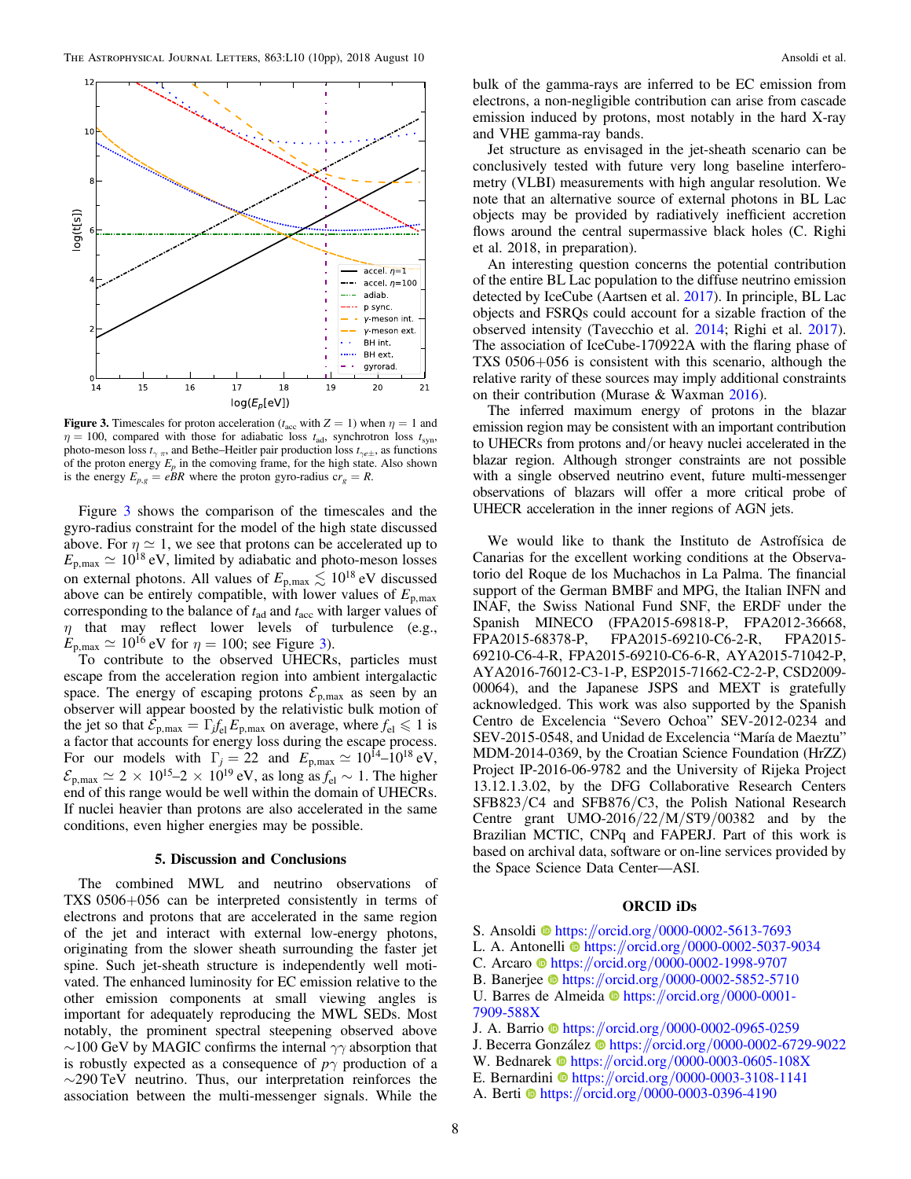**Figure 3.** Timescales for proton acceleration ($t_{acc}$ with $Z = 1$) when $\eta = 1$ and $\eta = 100$, compared with those for adiabatic loss $t_{ad}$, synchrotron loss $t_{syn}$, photo-meson loss $t_{\gamma\pi}$, and Bethe–Heitler pair production loss $t_{\gamma e\pm}$, as functions of the proton energy $E_p$ in the comoving frame, for the high state. Also shown is the energy $E_{p,g} = eBR$ where the proton gyro-radius $cr_g = R$.

Figure 3 shows the comparison of the timescales and the gyro-radius constraint for the model of the high state discussed above. For $\eta \simeq 1$, we see that protons can be accelerated up to $E_{\rm p,max} \simeq 10^{18}$ eV, limited by adiabatic and photo-meson losses on external photons. All values of $E_{\rm p,max} \lesssim 10^{18}$ eV discussed above can be entirely compatible, with lower values of $E_{\rm p,max}$ corresponding to the balance of $t_{ad}$ and $t_{acc}$ with larger values of $\eta$ that may reflect lower levels of turbulence (e.g., $E_{\rm p,max} \simeq 10^{16}$ eV for $\eta = 100$; see Figure 3).

To contribute to the observed UHECRs, particles must escape from the acceleration region into ambient intergalactic space. The energy of escaping protons $\mathcal{E}_{\rm p,max}$ as seen by an observer will appear boosted by the relativistic bulk motion of the jet so that $\mathcal{E}_{\rm p,max} = \Gamma_j f_{\rm el} E_{\rm p,max}$ on average, where $f_{\rm el} \leqslant 1$ is a factor that accounts for energy loss during the escape process. For our models with $\Gamma_j = 22$ and $E_{\rm p,max} \simeq 10^{14}$–$10^{18}$ eV, $\mathcal{E}_{\rm p,max} \simeq 2 \times 10^{15}$–$2 \times 10^{19}$ eV, as long as $f_{\rm el} \sim 1$. The higher end of this range would be well within the domain of UHECRs. If nuclei heavier than protons are also accelerated in the same conditions, even higher energies may be possible.

## 5. Discussion and Conclusions

The combined MWL and neutrino observations of TXS 0506+056 can be interpreted consistently in terms of electrons and protons that are accelerated in the same region of the jet and interact with external low-energy photons, originating from the slower sheath surrounding the faster jet spine. Such jet-sheath structure is independently well motivated. The enhanced luminosity for EC emission relative to the other emission components at small viewing angles is important for adequately reproducing the MWL SEDs. Most notably, the prominent spectral steepening observed above ~100 GeV by MAGIC confirms the internal $\gamma\gamma$ absorption that is robustly expected as a consequence of $p\gamma$ production of a ~290 TeV neutrino. Thus, our interpretation reinforces the association between the multi-messenger signals. While the bulk of the gamma-rays are inferred to be EC emission from electrons, a non-negligible contribution can arise from cascade emission induced by protons, most notably in the hard X-ray and VHE gamma-ray bands.

Jet structure as envisaged in the jet-sheath scenario can be conclusively tested with future very long baseline interferometry (VLBI) measurements with high angular resolution. We note that an alternative source of external photons in BL Lac objects may be provided by radiatively inefficient accretion flows around the central supermassive black holes (C. Righi et al. 2018, in preparation).

An interesting question concerns the potential contribution of the entire BL Lac population to the diffuse neutrino emission detected by IceCube (Aartsen et al. 2017). In principle, BL Lac objects and FSRQs could account for a sizable fraction of the observed intensity (Tavecchio et al. 2014; Righi et al. 2017). The association of IceCube-170922A with the flaring phase of TXS 0506+056 is consistent with this scenario, although the relative rarity of these sources may imply additional constraints on their contribution (Murase & Waxman 2016).

The inferred maximum energy of protons in the blazar emission region may be consistent with an important contribution to UHECRs from protons and/or heavy nuclei accelerated in the blazar region. Although stronger constraints are not possible with a single observed neutrino event, future multi-messenger observations of blazars will offer a more critical probe of UHECR acceleration in the inner regions of AGN jets.

We would like to thank the Instituto de Astrofísica de Canarias for the excellent working conditions at the Observatorio del Roque de los Muchachos in La Palma. The financial support of the German BMBF and MPG, the Italian INFN and INAF, the Swiss National Fund SNF, the ERDF under the Spanish MINECO (FPA2015-69818-P, FPA2012-36668, FPA2015-68378-P, FPA2015-69210-C6-2-R, FPA2015-69210-C6-4-R, FPA2015-69210-C6-6-R, AYA2015-71042-P, AYA2016-76012-C3-1-P, ESP2015-71662-C2-2-P, CSD2009-00064), and the Japanese JSPS and MEXT is gratefully acknowledged. This work was also supported by the Spanish Centro de Excelencia "Severo Ochoa" SEV-2012-0234 and SEV-2015-0548, and Unidad de Excelencia "María de Maeztu" MDM-2014-0369, by the Croatian Science Foundation (HrZZ) Project IP-2016-06-9782 and the University of Rijeka Project 13.12.1.3.02, by the DFG Collaborative Research Centers SFB823/C4 and SFB876/C3, the Polish National Research Centre grant UMO-2016/22/M/ST9/00382 and by the Brazilian MCTIC, CNPq and FAPERJ. Part of this work is based on archival data, software or on-line services provided by the Space Science Data Center—ASI.

## ORCID iDs

S. Ansoldi https://orcid.org/0000-0002-5613-7693
L. A. Antonelli https://orcid.org/0000-0002-5037-9034
C. Arcaro https://orcid.org/0000-0002-1998-9707
B. Banerjee https://orcid.org/0000-0002-5852-5710
U. Barres de Almeida https://orcid.org/0000-0001-7909-588X
J. A. Barrio https://orcid.org/0000-0002-0965-0259
J. Becerra González https://orcid.org/0000-0002-6729-9022
W. Bednarek https://orcid.org/0000-0003-0605-108X
E. Bernardini https://orcid.org/0000-0003-3108-1141
A. Berti https://orcid.org/0000-0003-0396-4190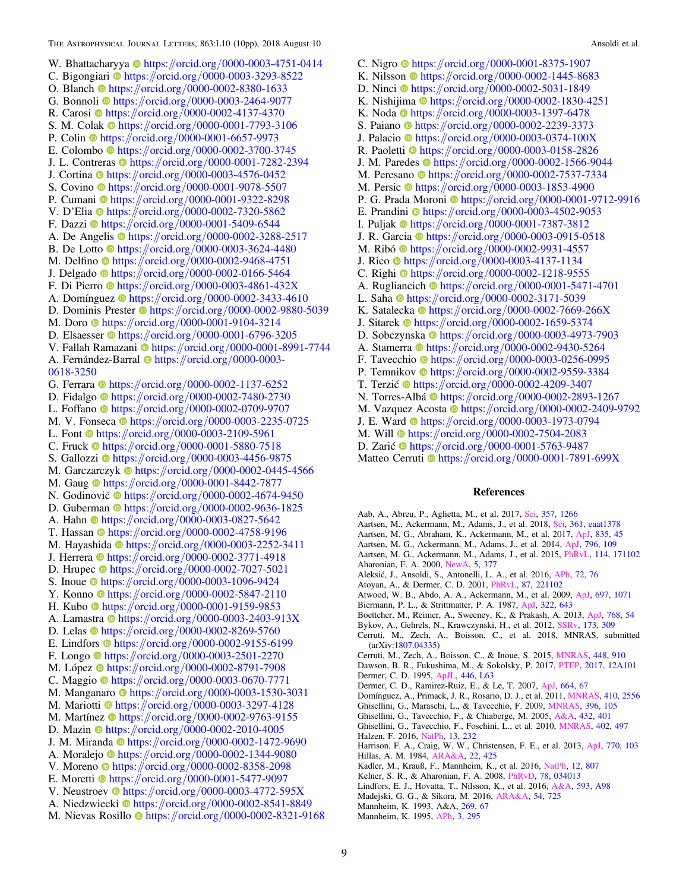W. Bhattacharyya https://orcid.org/0000-0003-4751-0414
C. Bigongiari https://orcid.org/0000-0003-3293-8522
O. Blanch https://orcid.org/0000-0002-8380-1633
G. Bonnoli https://orcid.org/0000-0003-2464-9077
R. Carosi https://orcid.org/0000-0002-4137-4370
S. M. Colak https://orcid.org/0000-0001-7793-3106
P. Colin https://orcid.org/0000-0001-6657-9973
E. Colombo https://orcid.org/0000-0002-3700-3745
J. L. Contreras https://orcid.org/0000-0001-7282-2394
J. Cortina https://orcid.org/0000-0003-4576-0452
S. Covino https://orcid.org/0000-0001-9078-5507
P. Cumani https://orcid.org/0000-0001-9322-8298
V. D'Elia https://orcid.org/0000-0002-7320-5862
F. Dazzi https://orcid.org/0000-0001-5409-6544
A. De Angelis https://orcid.org/0000-0002-3288-2517
B. De Lotto https://orcid.org/0000-0003-3624-4480
M. Delfino https://orcid.org/0000-0002-9468-4751
J. Delgado https://orcid.org/0000-0002-0166-5464
F. Di Pierro https://orcid.org/0000-0003-4861-432X
A. Domínguez https://orcid.org/0000-0002-3433-4610
D. Dominis Prester https://orcid.org/0000-0002-9880-5039
M. Doro https://orcid.org/0000-0001-9104-3214
D. Elsaesser https://orcid.org/0000-0001-6796-3205
V. Fallah Ramazani https://orcid.org/0000-0001-8991-7744
A. Fernández-Barral https://orcid.org/0000-0003-0618-3250
G. Ferrara https://orcid.org/0000-0002-1137-6252
D. Fidalgo https://orcid.org/0000-0002-7480-2730
L. Foffano https://orcid.org/0000-0002-0709-9707
M. V. Fonseca https://orcid.org/0000-0003-2235-0725
L. Font https://orcid.org/0000-0003-2109-5961
C. Fruck https://orcid.org/0000-0001-5880-7518
S. Gallozzi https://orcid.org/0000-0003-4456-9875
M. Garczarczyk https://orcid.org/0000-0002-0445-4566
M. Gaug https://orcid.org/0000-0001-8442-7877
N. Godinović https://orcid.org/0000-0002-4674-9450
D. Guberman https://orcid.org/0000-0002-9636-1825
A. Hahn https://orcid.org/0000-0003-0827-5642
T. Hassan https://orcid.org/0000-0002-4758-9196
M. Hayashida https://orcid.org/0000-0003-2252-3411
J. Herrera https://orcid.org/0000-0002-3771-4918
D. Hrupec https://orcid.org/0000-0002-7027-5021
S. Inoue https://orcid.org/0000-0003-1096-9424
Y. Konno https://orcid.org/0000-0002-5847-2110
H. Kubo https://orcid.org/0000-0001-9159-9853
A. Lamastra https://orcid.org/0000-0003-2403-913X
D. Lelas https://orcid.org/0000-0002-8269-5760
E. Lindfors https://orcid.org/0000-0002-9155-6199
F. Longo https://orcid.org/0000-0003-2501-2270
M. López https://orcid.org/0000-0002-8791-7908
C. Maggio https://orcid.org/0000-0003-0670-7771
M. Manganaro https://orcid.org/0000-0003-1530-3031
M. Mariotti https://orcid.org/0000-0003-3297-4128
M. Martínez https://orcid.org/0000-0002-9763-9155
D. Mazin https://orcid.org/0000-0002-2010-4005
J. M. Miranda https://orcid.org/0000-0002-1472-9690
A. Moralejo https://orcid.org/0000-0002-1344-9080
V. Moreno https://orcid.org/0000-0002-8358-2098
E. Moretti https://orcid.org/0000-0001-5477-9097
V. Neustroev https://orcid.org/0000-0003-4772-595X
A. Niedzwiecki https://orcid.org/0000-0002-8541-8849
M. Nievas Rosillo https://orcid.org/0000-0002-8321-9168
C. Nigro https://orcid.org/0000-0001-8375-1907
K. Nilsson https://orcid.org/0000-0002-1445-8683
D. Ninci https://orcid.org/0000-0002-5031-1849
K. Nishijima https://orcid.org/0000-0002-1830-4251
K. Noda https://orcid.org/0000-0003-1397-6478
S. Paiano https://orcid.org/0000-0002-2239-3373
J. Palacio https://orcid.org/0000-0003-0374-100X
R. Paoletti https://orcid.org/0000-0003-0158-2826
J. M. Paredes https://orcid.org/0000-0002-1566-9044
M. Peresano https://orcid.org/0000-0002-7537-7334
M. Persic https://orcid.org/0000-0003-1853-4900
P. G. Prada Moroni https://orcid.org/0000-0001-9712-9916
E. Prandini https://orcid.org/0000-0003-4502-9053
I. Puljak https://orcid.org/0000-0001-7387-3812
J. R. Garcia https://orcid.org/0000-0003-0915-0518
M. Ribó https://orcid.org/0000-0002-9931-4557
J. Rico https://orcid.org/0000-0003-4137-1134
C. Righi https://orcid.org/0000-0002-1218-9555
A. Rugliancich https://orcid.org/0000-0001-5471-4701
L. Saha https://orcid.org/0000-0002-3171-5039
K. Satalecka https://orcid.org/0000-0002-7669-266X
J. Sitarek https://orcid.org/0000-0002-1659-5374
D. Sobczynska https://orcid.org/0000-0003-4973-7903
A. Stamerra https://orcid.org/0000-0002-9430-5264
F. Tavecchio https://orcid.org/0000-0003-0256-0995
P. Temnikov https://orcid.org/0000-0002-9559-3384
T. Terzić https://orcid.org/0000-0002-4209-3407
N. Torres-Albà https://orcid.org/0000-0002-2893-1267
M. Vazquez Acosta https://orcid.org/0000-0002-2409-9792
J. E. Ward https://orcid.org/0000-0003-1973-0794
M. Will https://orcid.org/0000-0002-7504-2083
D. Zarić https://orcid.org/0000-0001-5763-9487
Matteo Cerruti https://orcid.org/0000-0001-7891-699X

## References

Aab, A., Abreu, P., Aglietta, M., et al. 2017, Sci, 357, 1266
Aartsen, M., Ackermann, M., Adams, J., et al. 2018, Sci, 361, eaat1378
Aartsen, M. G., Abraham, K., Ackermann, M., et al. 2017, ApJ, 835, 45
Aartsen, M. G., Ackermann, M., Adams, J., et al. 2014, ApJ, 796, 109
Aartsen, M. G., Ackermann, M., Adams, J., et al. 2015, PhRvL, 114, 171102
Aharonian, F. A. 2000, NewA, 5, 377
Aleksić, J., Ansoldi, S., Antonelli, L. A., et al. 2016, APh, 72, 76
Atoyan, A., & Dermer, C. D. 2001, PhRvL, 87, 221102
Atwood, W. B., Abdo, A. A., Ackermann, M., et al. 2009, ApJ, 697, 1071
Biermann, P. L., & Strittmatter, P. A. 1987, ApJ, 322, 643
Boettcher, M., Reimer, A., Sweeney, K., & Prakash, A. 2013, ApJ, 768, 54
Bykov, A., Gehrels, N., Krawczynski, H., et al. 2012, SSRv, 173, 309
Cerruti, M., Zech, A., Boisson, C., et al. 2018, MNRAS, submitted (arXiv:1807.04335)
Cerruti, M., Zech, A., Boisson, C., & Inoue, S. 2015, MNRAS, 448, 910
Dawson, B. R., Fukushima, M., & Sokolsky, P. 2017, PTEP, 2017, 12A101
Dermer, C. D. 1995, ApJL, 446, L63
Dermer, C. D., Ramirez-Ruiz, E., & Le, T. 2007, ApJ, 664, 67
Domínguez, A., Primack, J. R., Rosario, D. J., et al. 2011, MNRAS, 410, 2556
Ghisellini, G., Maraschi, L., & Tavecchio, F. 2009, MNRAS, 396, 105
Ghisellini, G., Tavecchio, F., & Chiaberge, M. 2005, A&A, 432, 401
Ghisellini, G., Tavecchio, F., Foschini, L., et al. 2010, MNRAS, 402, 497
Halzen, F. 2016, NatPh, 13, 232
Harrison, F. A., Craig, W. W., Christensen, F. E., et al. 2013, ApJ, 770, 103
Hillas, A. M. 1984, ARA&A, 22, 425
Kadler, M., Krauß, F., Mannheim, K., et al. 2016, NatPh, 12, 807
Kelner, S. R., & Aharonian, F. A. 2008, PhRvD, 78, 034013
Lindfors, E. J., Hovatta, T., Nilsson, K., et al. 2016, A&A, 593, A98
Madejski, G. G., & Sikora, M. 2016, ARA&A, 54, 725
Mannheim, K. 1993, A&A, 269, 67
Mannheim, K. 1995, APh, 3, 295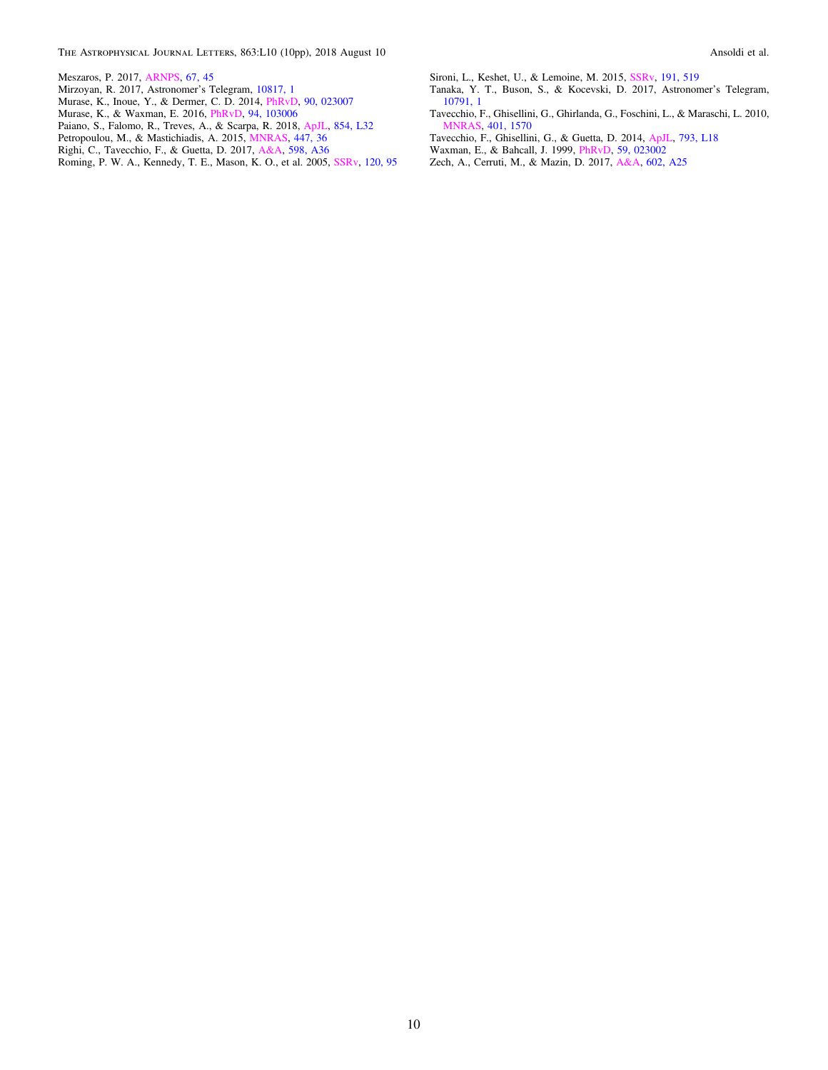Meszaros, P. 2017, ARNPS, 67, 45

Mirzoyan, R. 2017, Astronomer's Telegram, 10817, 1

Murase, K., Inoue, Y., & Dermer, C. D. 2014, PhRvD, 90, 023007

Murase, K., & Waxman, E. 2016, PhRvD, 94, 103006

Paiano, S., Falomo, R., Treves, A., & Scarpa, R. 2018, ApJL, 854, L32

Petropoulou, M., & Mastichiadis, A. 2015, MNRAS, 447, 36

Righi, C., Tavecchio, F., & Guetta, D. 2017, A&A, 598, A36

Roming, P. W. A., Kennedy, T. E., Mason, K. O., et al. 2005, SSRv, 120, 95

Sironi, L., Keshet, U., & Lemoine, M. 2015, SSRv, 191, 519

Tanaka, Y. T., Buson, S., & Kocevski, D. 2017, Astronomer's Telegram, 10791, 1

Tavecchio, F., Ghisellini, G., Ghirlanda, G., Foschini, L., & Maraschi, L. 2010, MNRAS, 401, 1570

Tavecchio, F., Ghisellini, G., & Guetta, D. 2014, ApJL, 793, L18

Waxman, E., & Bahcall, J. 1999, PhRvD, 59, 023002

Zech, A., Cerruti, M., & Mazin, D. 2017, A&A, 602, A25